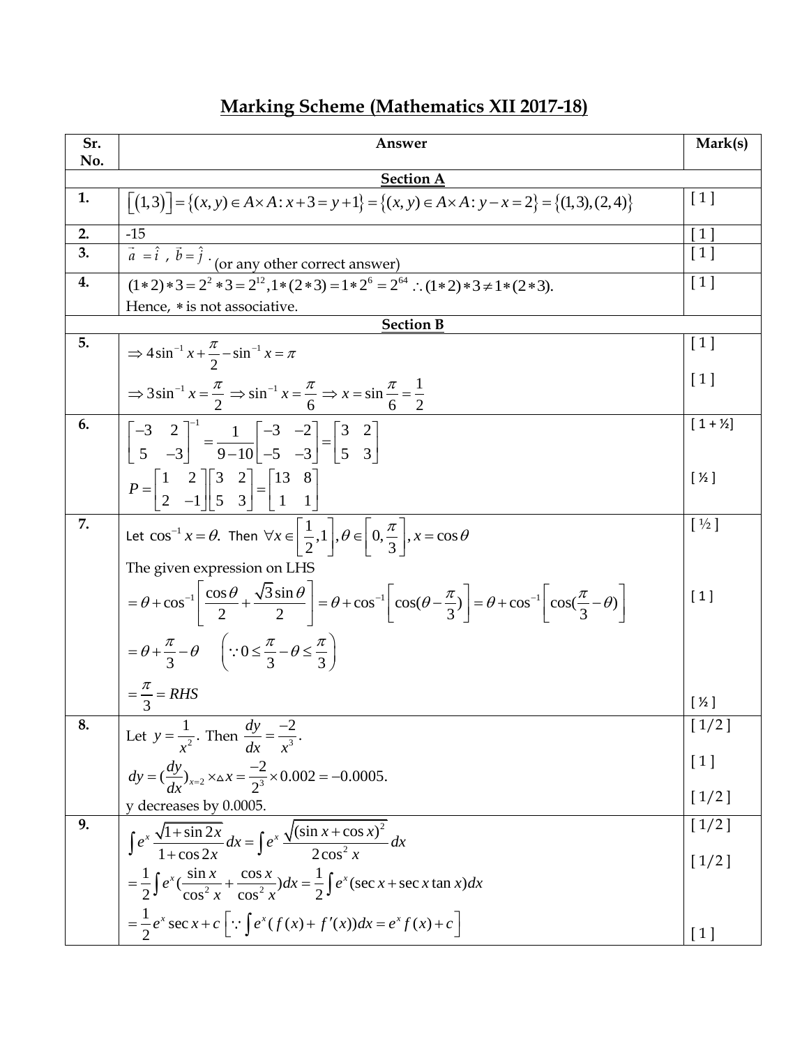# Marking Scheme (Mathematics XII 2017-18)

| Sr. No. | Answer | Mark(s) |
|---|---|---|
| | **Section A** | |
| **1.** | $\left[(1,3)\right]=\{(x,y)\in A\times A: x+3=y+1\}=\{(x,y)\in A\times A: y-x=2\}=\{(1,3),(2,4)\}$ | [ 1 ] |
| **2.** | -15 | [ 1 ] |
| **3.** | $\vec{a}=\hat{i}\ ,\ \vec{b}=\hat{j}$ . (or any other correct answer) | [ 1 ] |
| **4.** | $(1*2)*3=2^2*3=2^{12}, 1*(2*3)=1*2^6=2^{64}\ \therefore (1*2)*3\neq 1*(2*3).$ Hence, $*$ is not associative. | [ 1 ] |
| | **Section B** | |
| **5.** | $\Rightarrow 4\sin^{-1}x+\dfrac{\pi}{2}-\sin^{-1}x=\pi$ | [ 1 ] |
| | $\Rightarrow 3\sin^{-1}x=\dfrac{\pi}{2}\Rightarrow \sin^{-1}x=\dfrac{\pi}{6}\Rightarrow x=\sin\dfrac{\pi}{6}=\dfrac{1}{2}$ | [ 1 ] |
| **6.** | $\begin{bmatrix}-3 & 2\\ 5 & -3\end{bmatrix}^{-1}=\dfrac{1}{9-10}\begin{bmatrix}-3 & -2\\ -5 & -3\end{bmatrix}=\begin{bmatrix}3 & 2\\ 5 & 3\end{bmatrix}$ | [ 1 + ½] |
| | $P=\begin{bmatrix}1 & 2\\ 2 & -1\end{bmatrix}\begin{bmatrix}3 & 2\\ 5 & 3\end{bmatrix}=\begin{bmatrix}13 & 8\\ 1 & 1\end{bmatrix}$ | [ ½ ] |
| **7.** | Let $\cos^{-1}x=\theta.$ Then $\forall x\in\left[\dfrac{1}{2},1\right], \theta\in\left[0,\dfrac{\pi}{3}\right], x=\cos\theta$ | [ ½ ] |
| | The given expression on LHS $=\theta+\cos^{-1}\left[\dfrac{\cos\theta}{2}+\dfrac{\sqrt{3}\sin\theta}{2}\right]=\theta+\cos^{-1}\left[\cos(\theta-\dfrac{\pi}{3})\right]=\theta+\cos^{-1}\left[\cos(\dfrac{\pi}{3}-\theta)\right]$ | [ 1 ] |
| | $=\theta+\dfrac{\pi}{3}-\theta \quad \left(\because 0\leq\dfrac{\pi}{3}-\theta\leq\dfrac{\pi}{3}\right)$ | |
| | $=\dfrac{\pi}{3}=RHS$ | [ ½ ] |
| **8.** | Let $y=\dfrac{1}{x^2}$. Then $\dfrac{dy}{dx}=\dfrac{-2}{x^3}$. | [ 1/2 ] |
| | $dy=(\dfrac{dy}{dx})_{x=2}\times\Delta x=\dfrac{-2}{2^3}\times 0.002=-0.0005.$ | [ 1 ] |
| | y decreases by 0.0005. | [ 1/2 ] |
| **9.** | $\int e^x\dfrac{\sqrt{1+\sin 2x}}{1+\cos 2x}dx=\int e^x\dfrac{\sqrt{(\sin x+\cos x)^2}}{2\cos^2 x}dx$ | [ 1/2 ] |
| | $=\dfrac{1}{2}\int e^x(\dfrac{\sin x}{\cos^2 x}+\dfrac{\cos x}{\cos^2 x})dx=\dfrac{1}{2}\int e^x(\sec x+\sec x\tan x)dx$ | [ 1/2 ] |
| | $=\dfrac{1}{2}e^x\sec x+c\left[\because\int e^x(f(x)+f'(x))dx=e^x f(x)+c\right]$ | [ 1 ] |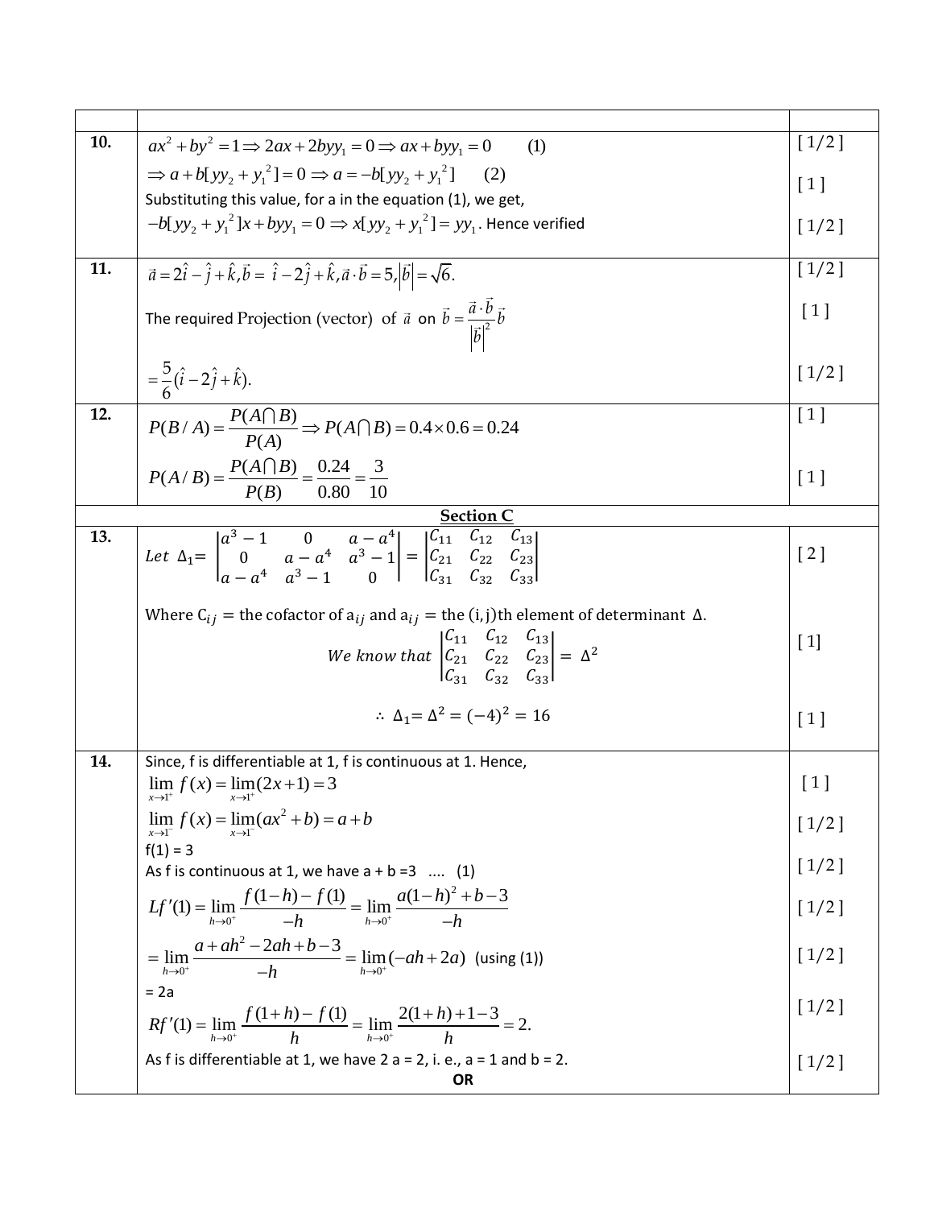| | | |
|---|---|---|
| | | |
| **10.** | $ax^2 + by^2 = 1 \Rightarrow 2ax + 2byy_1 = 0 \Rightarrow ax + byy_1 = 0$ (1)<br>$\Rightarrow a + b[yy_2 + y_1^2] = 0 \Rightarrow a = -b[yy_2 + y_1^2]$ (2)<br>Substituting this value, for a in the equation (1), we get,<br>$-b[yy_2 + y_1^2]x + byy_1 = 0 \Rightarrow x[yy_2 + y_1^2] = yy_1$. Hence verified | [ 1/2 ]<br>[ 1 ]<br>[ 1/2 ] |
| **11.** | $\vec{a} = 2\hat{i} - \hat{j} + \hat{k}, \vec{b} = \hat{i} - 2\hat{j} + \hat{k}, \vec{a} \cdot \vec{b} = 5, \lvert\vec{b}\rvert = \sqrt{6}.$<br>The required Projection (vector) of $\vec{a}$ on $\vec{b} = \dfrac{\vec{a} \cdot \vec{b}}{\lvert\vec{b}\rvert^2}\vec{b}$<br>$= \dfrac{5}{6}(\hat{i} - 2\hat{j} + \hat{k}).$ | [ 1/2 ]<br>[ 1 ]<br>[ 1/2 ] |
| **12.** | $P(B/A) = \dfrac{P(A \cap B)}{P(A)} \Rightarrow P(A \cap B) = 0.4 \times 0.6 = 0.24$<br>$P(A/B) = \dfrac{P(A \cap B)}{P(B)} = \dfrac{0.24}{0.80} = \dfrac{3}{10}$ | [ 1 ]<br>[ 1 ] |
| | **Section C** | |
| **13.** | $Let\ \Delta_1 = \begin{vmatrix} a^3 - 1 & 0 & a - a^4 \\ 0 & a - a^4 & a^3 - 1 \\ a - a^4 & a^3 - 1 & 0 \end{vmatrix} = \begin{vmatrix} C_{11} & C_{12} & C_{13} \\ C_{21} & C_{22} & C_{23} \\ C_{31} & C_{32} & C_{33} \end{vmatrix}$<br>Where $C_{ij}$ = the cofactor of $a_{ij}$ and $a_{ij}$ = the (i,j)th element of determinant $\Delta$.<br>$We\ know\ that \begin{vmatrix} C_{11} & C_{12} & C_{13} \\ C_{21} & C_{22} & C_{23} \\ C_{31} & C_{32} & C_{33} \end{vmatrix} = \Delta^2$<br>$\therefore\ \Delta_1 = \Delta^2 = (-4)^2 = 16$ | [ 2 ]<br>[ 1]<br>[ 1 ] |
| **14.** | Since, f is differentiable at 1, f is continuous at 1. Hence,<br>$\lim_{x \to 1^+} f(x) = \lim_{x \to 1^+}(2x + 1) = 3$<br>$\lim_{x \to 1^-} f(x) = \lim_{x \to 1^-}(ax^2 + b) = a + b$<br>f(1) = 3<br>As f is continuous at 1, we have a + b =3 .... (1)<br>$Lf'(1) = \lim_{h \to 0^+} \dfrac{f(1-h) - f(1)}{-h} = \lim_{h \to 0^+} \dfrac{a(1-h)^2 + b - 3}{-h}$<br>$= \lim_{h \to 0^+} \dfrac{a + ah^2 - 2ah + b - 3}{-h} = \lim_{h \to 0^+}(-ah + 2a)$ (using (1))<br>= 2a<br>$Rf'(1) = \lim_{h \to 0^+} \dfrac{f(1+h) - f(1)}{h} = \lim_{h \to 0^+} \dfrac{2(1+h) + 1 - 3}{h} = 2.$<br>As f is differentiable at 1, we have 2 a = 2, i. e., a = 1 and b = 2.<br>**OR** | [ 1 ]<br>[ 1/2 ]<br>[ 1/2 ]<br>[ 1/2 ]<br>[ 1/2 ]<br>[ 1/2 ]<br>[ 1/2 ] |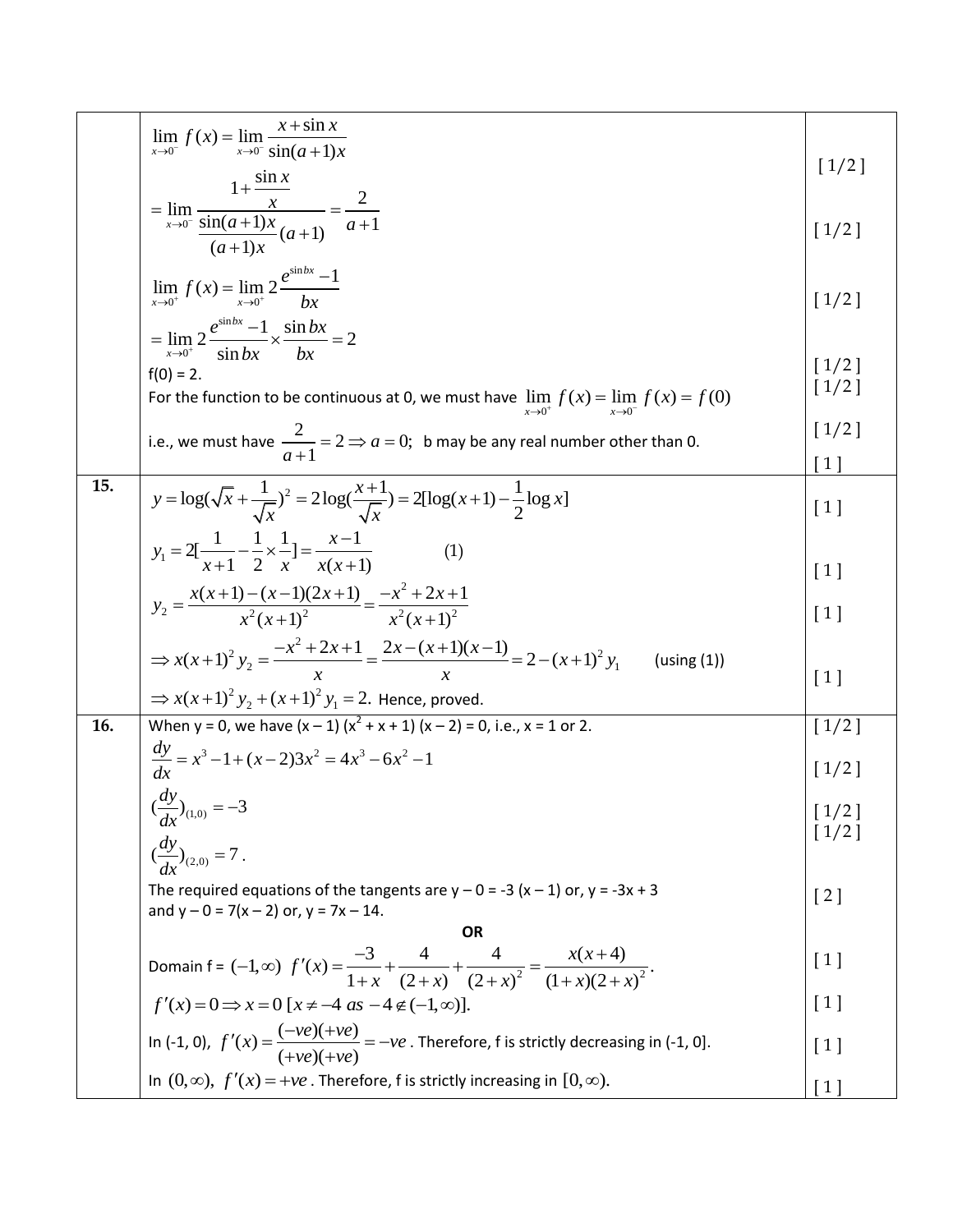| | | |
|---|---|---|
| 15. (cont.) | $\lim_{x\to 0^-} f(x) = \lim_{x\to 0^-} \frac{x+\sin x}{\sin(a+1)x}$ | [ 1/2 ] |
| | $= \lim_{x\to 0^-} \frac{1+\frac{\sin x}{x}}{\frac{\sin(a+1)x}{(a+1)x}(a+1)} = \frac{2}{a+1}$ | [ 1/2 ] |
| | $\lim_{x\to 0^+} f(x) = \lim_{x\to 0^+} 2\frac{e^{\sin bx}-1}{bx}$ | [ 1/2 ] |
| | $= \lim_{x\to 0^+} 2\frac{e^{\sin bx}-1}{\sin bx} \times \frac{\sin bx}{bx} = 2$ | [ 1/2 ] |
| | f(0) = 2. | [ 1/2 ] |
| | For the function to be continuous at 0, we must have $\lim_{x\to 0^+} f(x) = \lim_{x\to 0^-} f(x) = f(0)$ | [ 1/2 ] |
| | i.e., we must have $\frac{2}{a+1} = 2 \Rightarrow a = 0;$ b may be any real number other than 0. | [ 1 ] |
| 15. | $y = \log(\sqrt{x} + \frac{1}{\sqrt{x}})^2 = 2\log(\frac{x+1}{\sqrt{x}}) = 2[\log(x+1) - \frac{1}{2}\log x]$ | [ 1 ] |
| | $y_1 = 2[\frac{1}{x+1} - \frac{1}{2}\times\frac{1}{x}] = \frac{x-1}{x(x+1)}$ (1) | [ 1 ] |
| | $y_2 = \frac{x(x+1)-(x-1)(2x+1)}{x^2(x+1)^2} = \frac{-x^2+2x+1}{x^2(x+1)^2}$ | [ 1 ] |
| | $\Rightarrow x(x+1)^2 y_2 = \frac{-x^2+2x+1}{x} = \frac{2x-(x+1)(x-1)}{x} = 2-(x+1)^2 y_1$ (using (1)) $\Rightarrow x(x+1)^2 y_2 + (x+1)^2 y_1 = 2.$ Hence, proved. | [ 1 ] |
| 16. | When y = 0, we have (x – 1) ($x^2$ + x + 1) (x – 2) = 0, i.e., x = 1 or 2. | [ 1/2 ] |
| | $\frac{dy}{dx} = x^3 - 1 + (x-2)3x^2 = 4x^3 - 6x^2 - 1$ | [ 1/2 ] |
| | $(\frac{dy}{dx})_{(1,0)} = -3$ | [ 1/2 ] |
| | $(\frac{dy}{dx})_{(2,0)} = 7$. | [ 1/2 ] |
| | The required equations of the tangents are y – 0 = -3 (x – 1) or, y = -3x + 3 and y – 0 = 7(x – 2) or, y = 7x – 14. | [ 2 ] |
| | **OR** | |
| | Domain f = $(-1,\infty)$ $f'(x) = \frac{-3}{1+x} + \frac{4}{(2+x)} + \frac{4}{(2+x)^2} = \frac{x(x+4)}{(1+x)(2+x)^2}$. | [ 1 ] |
| | $f'(x) = 0 \Rightarrow x = 0$ $[x \neq -4$ as $-4 \notin (-1,\infty)]$. | [ 1 ] |
| | In (-1, 0), $f'(x) = \frac{(-ve)(+ve)}{(+ve)(+ve)} = -ve$. Therefore, f is strictly decreasing in (-1, 0]. | [ 1 ] |
| | In $(0,\infty)$, $f'(x) = +ve$. Therefore, f is strictly increasing in $[0,\infty)$. | [ 1 ] |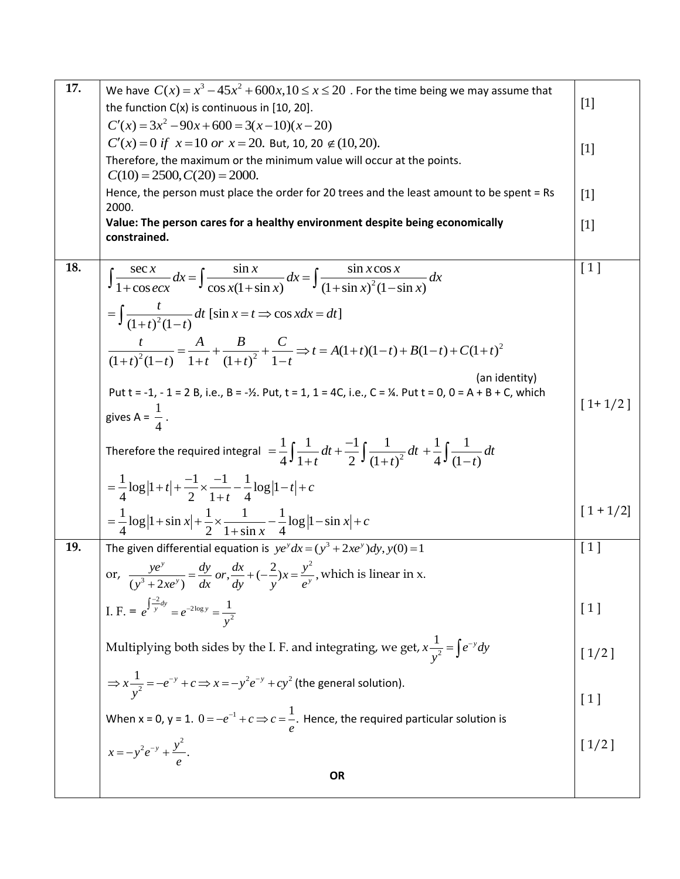| | | |
|---|---|---|
| **17.** | We have $C(x) = x^3 - 45x^2 + 600x, 10 \le x \le 20$ . For the time being we may assume that the function C(x) is continuous in [10, 20].<br>$C'(x) = 3x^2 - 90x + 600 = 3(x-10)(x-20)$<br>$C'(x) = 0$ *if* $x = 10$ *or* $x = 20.$ But, $10, 20 \notin (10, 20).$<br>Therefore, the maximum or the minimum value will occur at the points.<br>$C(10) = 2500, C(20) = 2000.$<br>Hence, the person must place the order for 20 trees and the least amount to be spent = Rs 2000.<br>**Value: The person cares for a healthy environment despite being economically constrained.** | [1]<br><br>[1]<br><br>[1]<br><br>[1] |
| **18.** | $\int \frac{\sec x}{1+\cos ecx} dx = \int \frac{\sin x}{\cos x(1+\sin x)} dx = \int \frac{\sin x \cos x}{(1+\sin x)^2(1-\sin x)} dx$<br>$= \int \frac{t}{(1+t)^2(1-t)} dt$ $[\sin x = t \Rightarrow \cos x dx = dt]$<br>$\frac{t}{(1+t)^2(1-t)} = \frac{A}{1+t} + \frac{B}{(1+t)^2} + \frac{C}{1-t} \Rightarrow t = A(1+t)(1-t) + B(1-t) + C(1+t)^2$<br>(an identity)<br>Put t = -1, - 1 = 2 B, i.e., B = -½. Put, t = 1, 1 = 4C, i.e., C = ¼. Put t = 0, 0 = A + B + C, which gives A = $\frac{1}{4}$.<br>Therefore the required integral $= \frac{1}{4}\int \frac{1}{1+t} dt + \frac{-1}{2}\int \frac{1}{(1+t)^2} dt + \frac{1}{4}\int \frac{1}{(1-t)} dt$<br>$= \frac{1}{4}\log\lvert 1+t\rvert + \frac{-1}{2} \times \frac{-1}{1+t} - \frac{1}{4}\log\lvert 1-t\rvert + c$<br>$= \frac{1}{4}\log\lvert 1+\sin x\rvert + \frac{1}{2} \times \frac{1}{1+\sin x} - \frac{1}{4}\log\lvert 1-\sin x\rvert + c$ | [ 1 ]<br><br>[ 1+ 1/2 ]<br><br>[ 1 + 1/2] |
| **19.** | The given differential equation is $ye^y dx = (y^3 + 2xe^y)dy, y(0) = 1$<br>or, $\frac{ye^y}{(y^3 + 2xe^y)} = \frac{dy}{dx}$ or, $\frac{dx}{dy} + (-\frac{2}{y})x = \frac{y^2}{e^y}$, which is linear in x.<br>I. F. = $e^{\int \frac{-2}{y}dy} = e^{-2\log y} = \frac{1}{y^2}$<br>Multiplying both sides by the I. F. and integrating, we get, $x\frac{1}{y^2} = \int e^{-y} dy$<br>$\Rightarrow x\frac{1}{y^2} = -e^{-y} + c \Rightarrow x = -y^2e^{-y} + cy^2$ (the general solution).<br>When x = 0, y = 1. $0 = -e^{-1} + c \Rightarrow c = \frac{1}{e}.$ Hence, the required particular solution is<br>$x = -y^2e^{-y} + \frac{y^2}{e}.$<br>**OR** | [ 1 ]<br><br>[ 1 ]<br><br>[ 1/2 ]<br><br>[ 1 ]<br><br>[ 1/2 ] |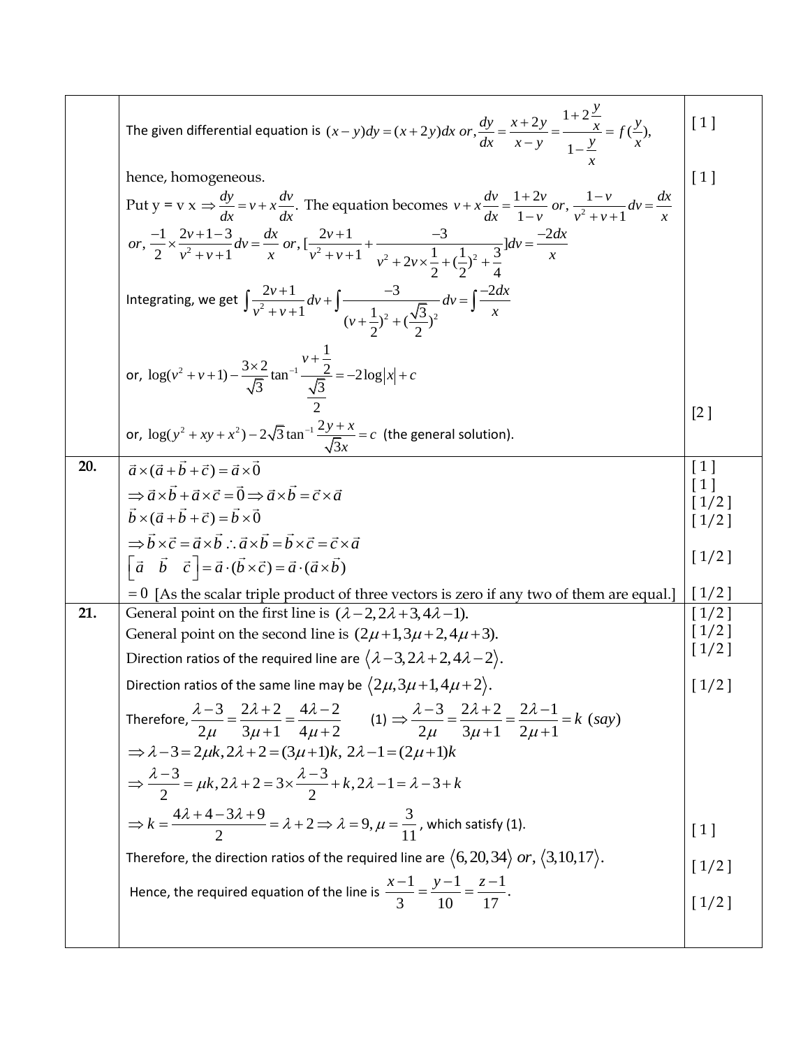| | | |
|---|---|---|
| | The given differential equation is $(x-y)dy=(x+2y)dx$ or, $\frac{dy}{dx}=\frac{x+2y}{x-y}=\frac{1+2\frac{y}{x}}{1-\frac{y}{x}}=f(\frac{y}{x})$, | [ 1 ] |
| | hence, homogeneous. | [ 1 ] |
| | Put y = v x $\Rightarrow \frac{dy}{dx}=v+x\frac{dv}{dx}$. The equation becomes $v+x\frac{dv}{dx}=\frac{1+2v}{1-v}$ or, $\frac{1-v}{v^2+v+1}dv=\frac{dx}{x}$ | |
| | or, $\frac{-1}{2}\times\frac{2v+1-3}{v^2+v+1}dv=\frac{dx}{x}$ or, $[\frac{2v+1}{v^2+v+1}+\frac{-3}{v^2+2v\times\frac{1}{2}+(\frac{1}{2})^2+\frac{3}{4}}]dv=\frac{-2dx}{x}$ | |
| | Integrating, we get $\int\frac{2v+1}{v^2+v+1}dv+\int\frac{-3}{(v+\frac{1}{2})^2+(\frac{\sqrt{3}}{2})^2}dv=\int\frac{-2dx}{x}$ | |
| | or, $\log(v^2+v+1)-\frac{3\times 2}{\sqrt{3}}\tan^{-1}\frac{v+\frac{1}{2}}{\frac{\sqrt{3}}{2}}=-2\log\lvert x\rvert+c$ | |
| | or, $\log(y^2+xy+x^2)-2\sqrt{3}\tan^{-1}\frac{2y+x}{\sqrt{3}x}=c$ (the general solution). | [2 ] |
| **20.** | $\vec{a}\times(\vec{a}+\vec{b}+\vec{c})=\vec{a}\times\vec{0}$ | [ 1 ] |
| | $\Rightarrow\vec{a}\times\vec{b}+\vec{a}\times\vec{c}=\vec{0}\Rightarrow\vec{a}\times\vec{b}=\vec{c}\times\vec{a}$ | [ 1 ] |
| | $\vec{b}\times(\vec{a}+\vec{b}+\vec{c})=\vec{b}\times\vec{0}$ | [ 1/2 ] |
| | $\Rightarrow\vec{b}\times\vec{c}=\vec{a}\times\vec{b}\ \therefore\vec{a}\times\vec{b}=\vec{b}\times\vec{c}=\vec{c}\times\vec{a}$ | [ 1/2 ] |
| | $\left[\vec{a}\ \ \vec{b}\ \ \vec{c}\right]=\vec{a}\cdot(\vec{b}\times\vec{c})=\vec{a}\cdot(\vec{a}\times\vec{b})$ | [ 1/2 ] |
| | $=0$ [As the scalar triple product of three vectors is zero if any two of them are equal.] | [ 1/2 ] |
| **21.** | General point on the first line is $(\lambda-2,2\lambda+3,4\lambda-1)$. | [ 1/2 ] |
| | General point on the second line is $(2\mu+1,3\mu+2,4\mu+3)$. | [ 1/2 ] |
| | Direction ratios of the required line are $\langle\lambda-3,2\lambda+2,4\lambda-2\rangle$. | [ 1/2 ] |
| | Direction ratios of the same line may be $\langle 2\mu,3\mu+1,4\mu+2\rangle$. | [ 1/2 ] |
| | Therefore, $\frac{\lambda-3}{2\mu}=\frac{2\lambda+2}{3\mu+1}=\frac{4\lambda-2}{4\mu+2}$ (1) $\Rightarrow\frac{\lambda-3}{2\mu}=\frac{2\lambda+2}{3\mu+1}=\frac{2\lambda-1}{2\mu+1}=k$ (say) | |
| | $\Rightarrow\lambda-3=2\mu k,\ 2\lambda+2=(3\mu+1)k,\ 2\lambda-1=(2\mu+1)k$ | |
| | $\Rightarrow\frac{\lambda-3}{2}=\mu k,\ 2\lambda+2=3\times\frac{\lambda-3}{2}+k,\ 2\lambda-1=\lambda-3+k$ | |
| | $\Rightarrow k=\frac{4\lambda+4-3\lambda+9}{2}=\lambda+2\Rightarrow\lambda=9,\mu=\frac{3}{11}$, which satisfy (1). | [ 1 ] |
| | Therefore, the direction ratios of the required line are $\langle 6,20,34\rangle$ or, $\langle 3,10,17\rangle$. | [ 1/2 ] |
| | Hence, the required equation of the line is $\frac{x-1}{3}=\frac{y-1}{10}=\frac{z-1}{17}$. | [ 1/2 ] |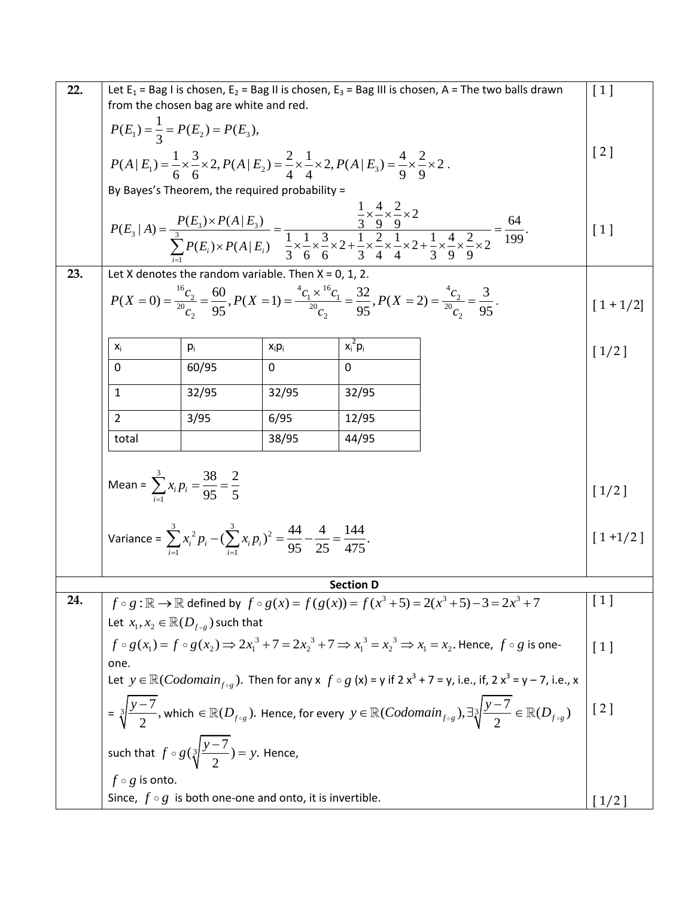| | | |
|---|---|---|
| **22.** | Let $E_1$ = Bag I is chosen, $E_2$ = Bag II is chosen, $E_3$ = Bag III is chosen, A = The two balls drawn from the chosen bag are white and red.<br>$P(E_1) = \frac{1}{3} = P(E_2) = P(E_3),$<br>$P(A\|E_1) = \frac{1}{6} \times \frac{3}{6} \times 2, P(A\|E_2) = \frac{2}{4} \times \frac{1}{4} \times 2, P(A\|E_3) = \frac{4}{9} \times \frac{2}{9} \times 2$.<br>By Bayes's Theorem, the required probability =<br>$P(E_3\|A) = \frac{P(E_3) \times P(A\|E_3)}{\sum_{i=1}^{3} P(E_i) \times P(A\|E_i)} = \frac{\frac{1}{3} \times \frac{4}{9} \times \frac{2}{9} \times 2}{\frac{1}{3} \times \frac{1}{6} \times \frac{3}{6} \times 2 + \frac{1}{3} \times \frac{2}{4} \times \frac{1}{4} \times 2 + \frac{1}{3} \times \frac{4}{9} \times \frac{2}{9} \times 2} = \frac{64}{199}.$ | [ 1 ]<br><br>[ 2 ]<br><br>[ 1 ] |
| **23.** | Let X denotes the random variable. Then X = 0, 1, 2.<br>$P(X=0) = \frac{{}^{16}c_2}{{}^{20}c_2} = \frac{60}{95}, P(X=1) = \frac{{}^{4}c_1 \times {}^{16}c_1}{{}^{20}c_2} = \frac{32}{95}, P(X=2) = \frac{{}^{4}c_2}{{}^{20}c_2} = \frac{3}{95}$.<br><br>$x_i$ \| $p_i$ \| $x_ip_i$ \| $x_i^2p_i$<br>0 \| 60/95 \| 0 \| 0<br>1 \| 32/95 \| 32/95 \| 32/95<br>2 \| 3/95 \| 6/95 \| 12/95<br>total \| \| 38/95 \| 44/95<br><br>Mean = $\sum_{i=1}^{3} x_i p_i = \frac{38}{95} = \frac{2}{5}$<br><br>Variance = $\sum_{i=1}^{3} x_i^2 p_i - (\sum_{i=1}^{3} x_i p_i)^2 = \frac{44}{95} - \frac{4}{25} = \frac{144}{475}.$ | [ 1 + 1/2]<br><br>[ 1/2 ]<br><br>[ 1/2 ]<br><br>[ 1 +1/2 ] |
| | **Section D** | |
| **24.** | $f \circ g : \mathbb{R} \to \mathbb{R}$ defined by $f \circ g(x) = f(g(x)) = f(x^3+5) = 2(x^3+5) - 3 = 2x^3 + 7$<br>Let $x_1, x_2 \in \mathbb{R}(D_{f \circ g})$ such that<br>$f \circ g(x_1) = f \circ g(x_2) \Rightarrow 2x_1^3 + 7 = 2x_2^3 + 7 \Rightarrow x_1^3 = x_2^3 \Rightarrow x_1 = x_2$. Hence, $f \circ g$ is one-one.<br>Let $y \in \mathbb{R}(Codomain_{f \circ g})$. Then for any x $f \circ g$ (x) = y if 2 $x^3$ + 7 = y, i.e., if, 2 $x^3$ = y – 7, i.e., x = $\sqrt[3]{\frac{y-7}{2}}$, which $\in \mathbb{R}(D_{f \circ g})$. Hence, for every $y \in \mathbb{R}(Codomain_{f \circ g}), \exists \sqrt[3]{\frac{y-7}{2}} \in \mathbb{R}(D_{f \circ g})$ such that $f \circ g(\sqrt[3]{\frac{y-7}{2}}) = y$. Hence, $f \circ g$ is onto.<br>Since, $f \circ g$ is both one-one and onto, it is invertible. | [ 1 ]<br><br>[ 1 ]<br><br>[ 2 ]<br><br>[ 1/2 ] |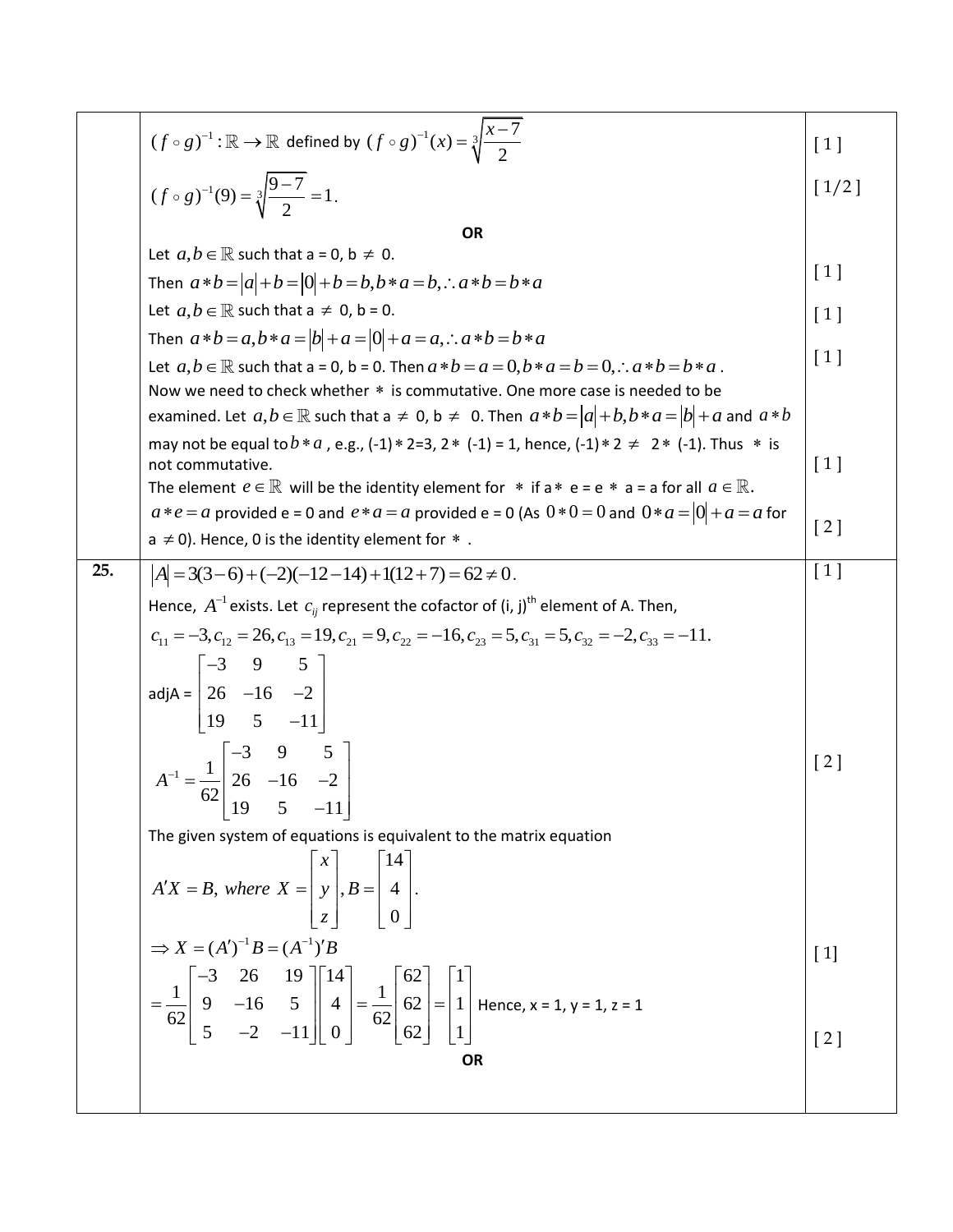| | | |
|---|---|---|
| | $(f \circ g)^{-1} : \mathbb{R} \to \mathbb{R}$ defined by $(f \circ g)^{-1}(x) = \sqrt[3]{\dfrac{x-7}{2}}$ | [ 1 ] |
| | $(f \circ g)^{-1}(9) = \sqrt[3]{\dfrac{9-7}{2}} = 1$. | [ 1/2 ] |
| | **OR** | |
| | Let $a, b \in \mathbb{R}$ such that a = 0, b $\neq$ 0. Then $a * b = \|a\| + b = \|0\| + b = b, b * a = b, \therefore a * b = b * a$ | [ 1 ] |
| | Let $a, b \in \mathbb{R}$ such that a $\neq$ 0, b = 0. Then $a * b = a, b * a = \|b\| + a = \|0\| + a = a, \therefore a * b = b * a$ | [ 1 ] |
| | Let $a, b \in \mathbb{R}$ such that a = 0, b = 0. Then $a * b = a = 0, b * a = b = 0, \therefore a * b = b * a$. | [ 1 ] |
| | Now we need to check whether $*$ is commutative. One more case is needed to be examined. Let $a, b \in \mathbb{R}$ such that a $\neq$ 0, b $\neq$ 0. Then $a * b = \|a\| + b, b * a = \|b\| + a$ and $a * b$ may not be equal to $b * a$, e.g., (-1) $*$ 2=3, 2 $*$ (-1) = 1, hence, (-1) $*$ 2 $\neq$ 2 $*$ (-1). Thus $*$ is not commutative. | [ 1 ] |
| | The element $e \in \mathbb{R}$ will be the identity element for $*$ if a $*$ e = e $*$ a = a for all $a \in \mathbb{R}$. $a * e = a$ provided e = 0 and $e * a = a$ provided e = 0 (As $0 * 0 = 0$ and $0 * a = \|0\| + a = a$ for a $\neq$ 0). Hence, 0 is the identity element for $*$. | [ 2 ] |
| **25.** | $\|A\| = 3(3-6) + (-2)(-12-14) + 1(12+7) = 62 \neq 0$. | [ 1 ] |
| | Hence, $A^{-1}$ exists. Let $c_{ij}$ represent the cofactor of (i, j)th element of A. Then, $c_{11} = -3, c_{12} = 26, c_{13} = 19, c_{21} = 9, c_{22} = -16, c_{23} = 5, c_{31} = 5, c_{32} = -2, c_{33} = -11.$ adjA = $\begin{bmatrix} -3 & 9 & 5 \\ 26 & -16 & -2 \\ 19 & 5 & -11 \end{bmatrix}$ $A^{-1} = \dfrac{1}{62}\begin{bmatrix} -3 & 9 & 5 \\ 26 & -16 & -2 \\ 19 & 5 & -11 \end{bmatrix}$ | [ 2 ] |
| | The given system of equations is equivalent to the matrix equation $A'X = B$, where $X = \begin{bmatrix} x \\ y \\ z \end{bmatrix}, B = \begin{bmatrix} 14 \\ 4 \\ 0 \end{bmatrix}$. $\Rightarrow X = (A')^{-1}B = (A^{-1})'B$ | [ 1] |
| | $= \dfrac{1}{62}\begin{bmatrix} -3 & 26 & 19 \\ 9 & -16 & 5 \\ 5 & -2 & -11 \end{bmatrix}\begin{bmatrix} 14 \\ 4 \\ 0 \end{bmatrix} = \dfrac{1}{62}\begin{bmatrix} 62 \\ 62 \\ 62 \end{bmatrix} = \begin{bmatrix} 1 \\ 1 \\ 1 \end{bmatrix}$ Hence, x = 1, y = 1, z = 1 | [ 2 ] |
| | **OR** | |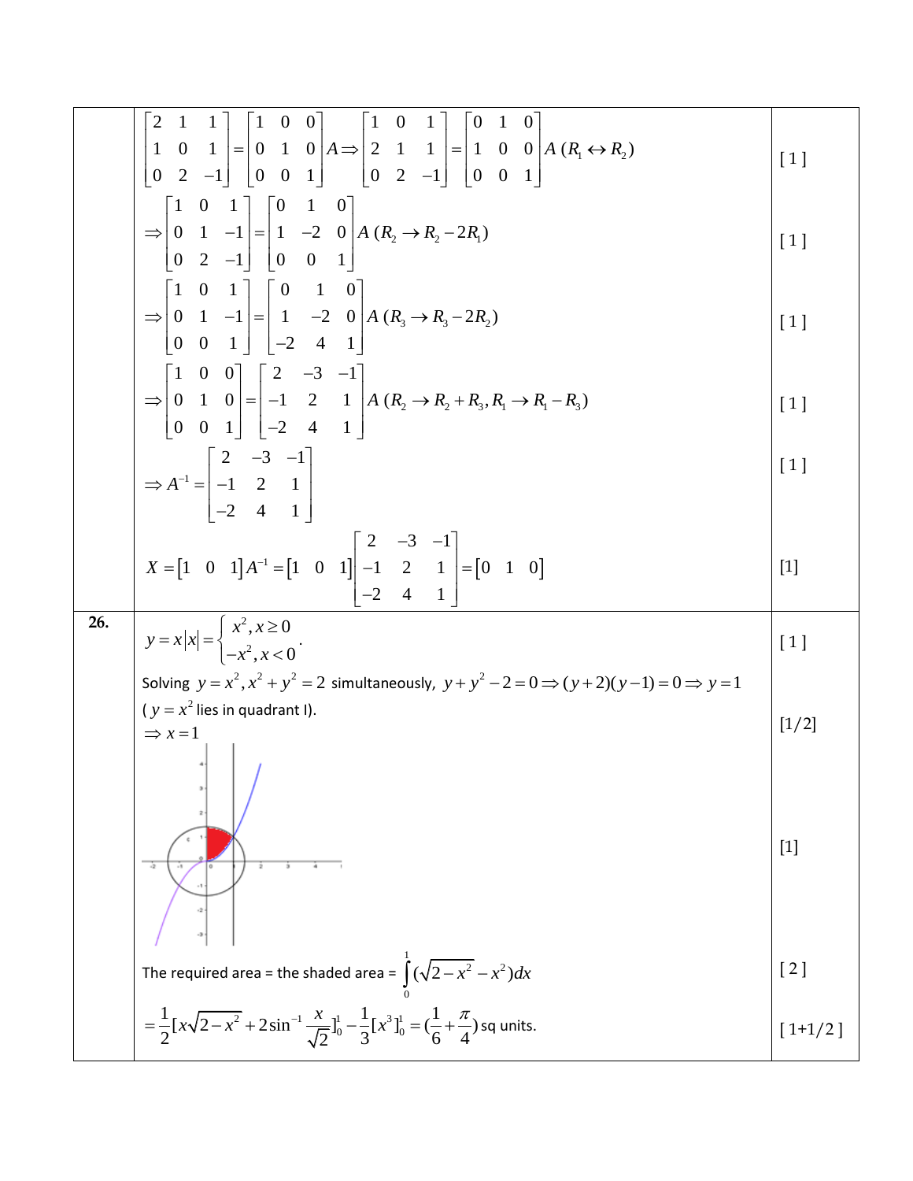| | | |
|---|---|---|
| | $\begin{bmatrix} 2 & 1 & 1 \\ 1 & 0 & 1 \\ 0 & 2 & -1 \end{bmatrix} = \begin{bmatrix} 1 & 0 & 0 \\ 0 & 1 & 0 \\ 0 & 0 & 1 \end{bmatrix} A \Rightarrow \begin{bmatrix} 1 & 0 & 1 \\ 2 & 1 & 1 \\ 0 & 2 & -1 \end{bmatrix} = \begin{bmatrix} 0 & 1 & 0 \\ 1 & 0 & 0 \\ 0 & 0 & 1 \end{bmatrix} A \; (R_1 \leftrightarrow R_2)$ | [ 1 ] |
| | $\Rightarrow \begin{bmatrix} 1 & 0 & 1 \\ 0 & 1 & -1 \\ 0 & 2 & -1 \end{bmatrix} = \begin{bmatrix} 0 & 1 & 0 \\ 1 & -2 & 0 \\ 0 & 0 & 1 \end{bmatrix} A \; (R_2 \to R_2 - 2R_1)$ | [ 1 ] |
| | $\Rightarrow \begin{bmatrix} 1 & 0 & 1 \\ 0 & 1 & -1 \\ 0 & 0 & 1 \end{bmatrix} = \begin{bmatrix} 0 & 1 & 0 \\ 1 & -2 & 0 \\ -2 & 4 & 1 \end{bmatrix} A \; (R_3 \to R_3 - 2R_2)$ | [ 1 ] |
| | $\Rightarrow \begin{bmatrix} 1 & 0 & 0 \\ 0 & 1 & 0 \\ 0 & 0 & 1 \end{bmatrix} = \begin{bmatrix} 2 & -3 & -1 \\ -1 & 2 & 1 \\ -2 & 4 & 1 \end{bmatrix} A \; (R_2 \to R_2 + R_3, R_1 \to R_1 - R_3)$ | [ 1 ] |
| | $\Rightarrow A^{-1} = \begin{bmatrix} 2 & -3 & -1 \\ -1 & 2 & 1 \\ -2 & 4 & 1 \end{bmatrix}$ | [ 1 ] |
| | $X = \begin{bmatrix} 1 & 0 & 1 \end{bmatrix} A^{-1} = \begin{bmatrix} 1 & 0 & 1 \end{bmatrix} \begin{bmatrix} 2 & -3 & -1 \\ -1 & 2 & 1 \\ -2 & 4 & 1 \end{bmatrix} = \begin{bmatrix} 0 & 1 & 0 \end{bmatrix}$ | [1] |
| **26.** | $y = x\lvert x \rvert = \begin{cases} x^2, x \ge 0 \\ -x^2, x < 0 \end{cases}$. | [ 1 ] |
| | Solving $y = x^2, x^2 + y^2 = 2$ simultaneously, $y + y^2 - 2 = 0 \Rightarrow (y+2)(y-1) = 0 \Rightarrow y = 1$ ( $y = x^2$ lies in quadrant I). $\Rightarrow x = 1$ | [1/2] |
| | (graph) | [1] |
| | The required area = the shaded area = $\int_0^1 (\sqrt{2 - x^2} - x^2)dx$ | [ 2 ] |
| | $= \frac{1}{2}[x\sqrt{2-x^2} + 2\sin^{-1}\frac{x}{\sqrt{2}}]_0^1 - \frac{1}{3}[x^3]_0^1 = (\frac{1}{6} + \frac{\pi}{4})$ sq units. | [ 1+1/2 ] |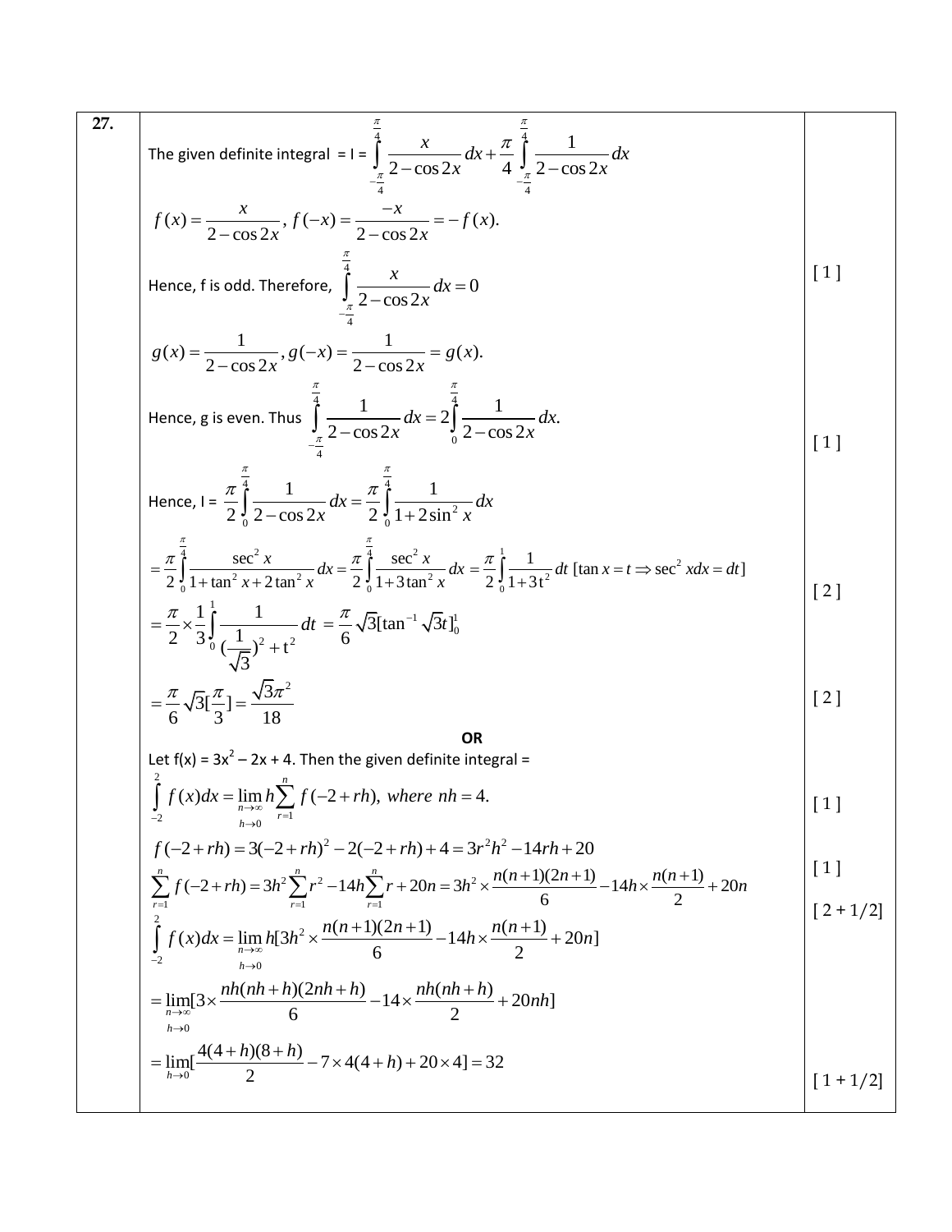| | | |
|---|---|---|
| **27.** | The given definite integral = I = $\int_{-\frac{\pi}{4}}^{\frac{\pi}{4}} \frac{x}{2-\cos 2x}dx + \frac{\pi}{4}\int_{-\frac{\pi}{4}}^{\frac{\pi}{4}} \frac{1}{2-\cos 2x}dx$ <br> $f(x) = \frac{x}{2-\cos 2x}, f(-x) = \frac{-x}{2-\cos 2x} = -f(x).$ <br> Hence, f is odd. Therefore, $\int_{-\frac{\pi}{4}}^{\frac{\pi}{4}} \frac{x}{2-\cos 2x}dx = 0$ | [ 1 ] |
| | $g(x) = \frac{1}{2-\cos 2x}, g(-x) = \frac{1}{2-\cos 2x} = g(x).$ <br> Hence, g is even. Thus $\int_{-\frac{\pi}{4}}^{\frac{\pi}{4}} \frac{1}{2-\cos 2x}dx = 2\int_{0}^{\frac{\pi}{4}} \frac{1}{2-\cos 2x}dx.$ | [ 1 ] |
| | Hence, I = $\frac{\pi}{2}\int_{0}^{\frac{\pi}{4}} \frac{1}{2-\cos 2x}dx = \frac{\pi}{2}\int_{0}^{\frac{\pi}{4}} \frac{1}{1+2\sin^2 x}dx$ <br> $= \frac{\pi}{2}\int_{0}^{\frac{\pi}{4}} \frac{\sec^2 x}{1+\tan^2 x+2\tan^2 x}dx = \frac{\pi}{2}\int_{0}^{\frac{\pi}{4}} \frac{\sec^2 x}{1+3\tan^2 x}dx = \frac{\pi}{2}\int_{0}^{1} \frac{1}{1+3t^2}dt \; [\tan x = t \Rightarrow \sec^2 x dx = dt]$ <br> $= \frac{\pi}{2}\times\frac{1}{3}\int_{0}^{1} \frac{1}{(\frac{1}{\sqrt{3}})^2+t^2}dt = \frac{\pi}{6}\sqrt{3}[\tan^{-1}\sqrt{3}t]_0^1$ | [ 2 ] |
| | $= \frac{\pi}{6}\sqrt{3}[\frac{\pi}{3}] = \frac{\sqrt{3}\pi^2}{18}$ | [ 2 ] |
| | **OR** <br> Let f(x) = $3x^2 - 2x + 4$. Then the given definite integral = <br> $\int_{-2}^{2} f(x)dx = \lim_{\substack{n\to\infty \\ h\to 0}} h\sum_{r=1}^{n} f(-2+rh),$ *where* $nh = 4.$ | [ 1 ] |
| | $f(-2+rh) = 3(-2+rh)^2 - 2(-2+rh) + 4 = 3r^2h^2 - 14rh + 20$ | [ 1 ] |
| | $\sum_{r=1}^{n} f(-2+rh) = 3h^2\sum_{r=1}^{n} r^2 - 14h\sum_{r=1}^{n} r + 20n = 3h^2 \times \frac{n(n+1)(2n+1)}{6} - 14h\times\frac{n(n+1)}{2} + 20n$ | [ 2 + 1/2] |
| | $\int_{-2}^{2} f(x)dx = \lim_{\substack{n\to\infty \\ h\to 0}} h[3h^2 \times \frac{n(n+1)(2n+1)}{6} - 14h\times\frac{n(n+1)}{2} + 20n]$ <br> $= \lim_{\substack{n\to\infty \\ h\to 0}} [3\times\frac{nh(nh+h)(2nh+h)}{6} - 14\times\frac{nh(nh+h)}{2} + 20nh]$ <br> $= \lim_{h\to 0}[\frac{4(4+h)(8+h)}{2} - 7\times 4(4+h) + 20\times 4] = 32$ | [ 1 + 1/2] |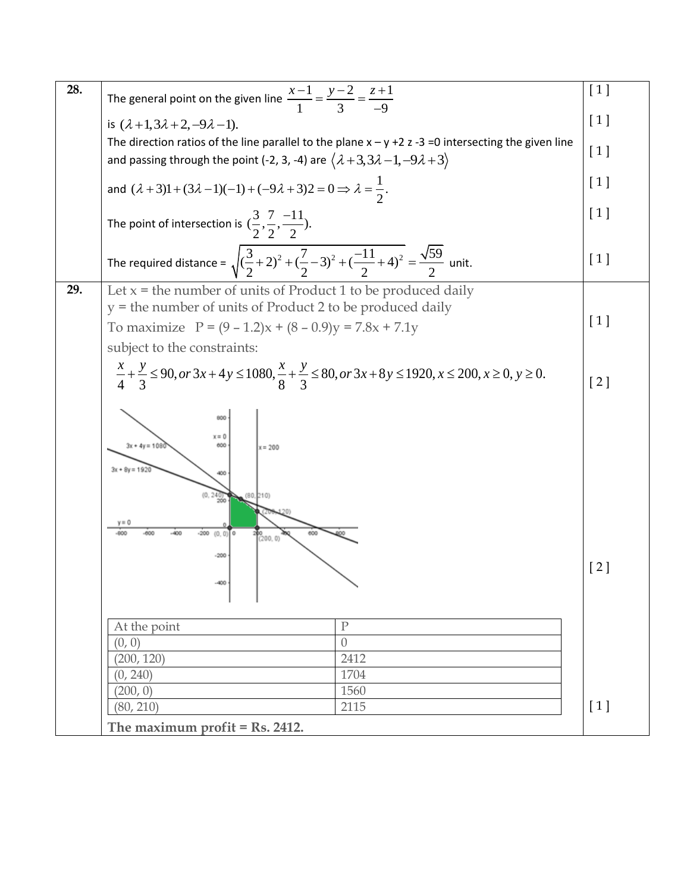**28.**

The general point on the given line $\frac{x-1}{1}=\frac{y-2}{3}=\frac{z+1}{-9}$ [ 1 ]

is $(\lambda+1, 3\lambda+2, -9\lambda-1)$. [ 1 ]

The direction ratios of the line parallel to the plane x – y +2 z -3 =0 intersecting the given line and passing through the point (-2, 3, -4) are $\langle \lambda+3, 3\lambda-1, -9\lambda+3 \rangle$ [ 1 ]

and $(\lambda+3)1+(3\lambda-1)(-1)+(-9\lambda+3)2=0 \Rightarrow \lambda=\frac{1}{2}$. [ 1 ]

The point of intersection is $(\frac{3}{2}, \frac{7}{2}, \frac{-11}{2})$. [ 1 ]

The required distance = $\sqrt{(\frac{3}{2}+2)^2+(\frac{7}{2}-3)^2+(\frac{-11}{2}+4)^2}=\frac{\sqrt{59}}{2}$ unit. [ 1 ]

**29.**

Let x = the number of units of Product 1 to be produced daily

y = the number of units of Product 2 to be produced daily

To maximize P = (9 – 1.2)x + (8 – 0.9)y = 7.8x + 7.1y [ 1 ]

subject to the constraints:

$\frac{x}{4}+\frac{y}{3}\le 90, or\, 3x+4y\le 1080, \frac{x}{8}+\frac{y}{3}\le 80, or\, 3x+8y\le 1920, x\le 200, x\ge 0, y\ge 0.$ [ 2 ]

800
x = 0
600
3x + 4y = 1080
x = 200
3x + 8y = 1920
400
(0, 240)
(80, 210)
200
(200, 120)
y = 0
-800 -600 -400 -200 (0, 0) 0 200 400 600 800
(200, 0)
-200
-400

[ 2 ]

| At the point | P |
|---|---|
| (0, 0) | 0 |
| (200, 120) | 2412 |
| (0, 240) | 1704 |
| (200, 0) | 1560 |
| (80, 210) | 2115 |

[ 1 ]

**The maximum profit = Rs. 2412.**